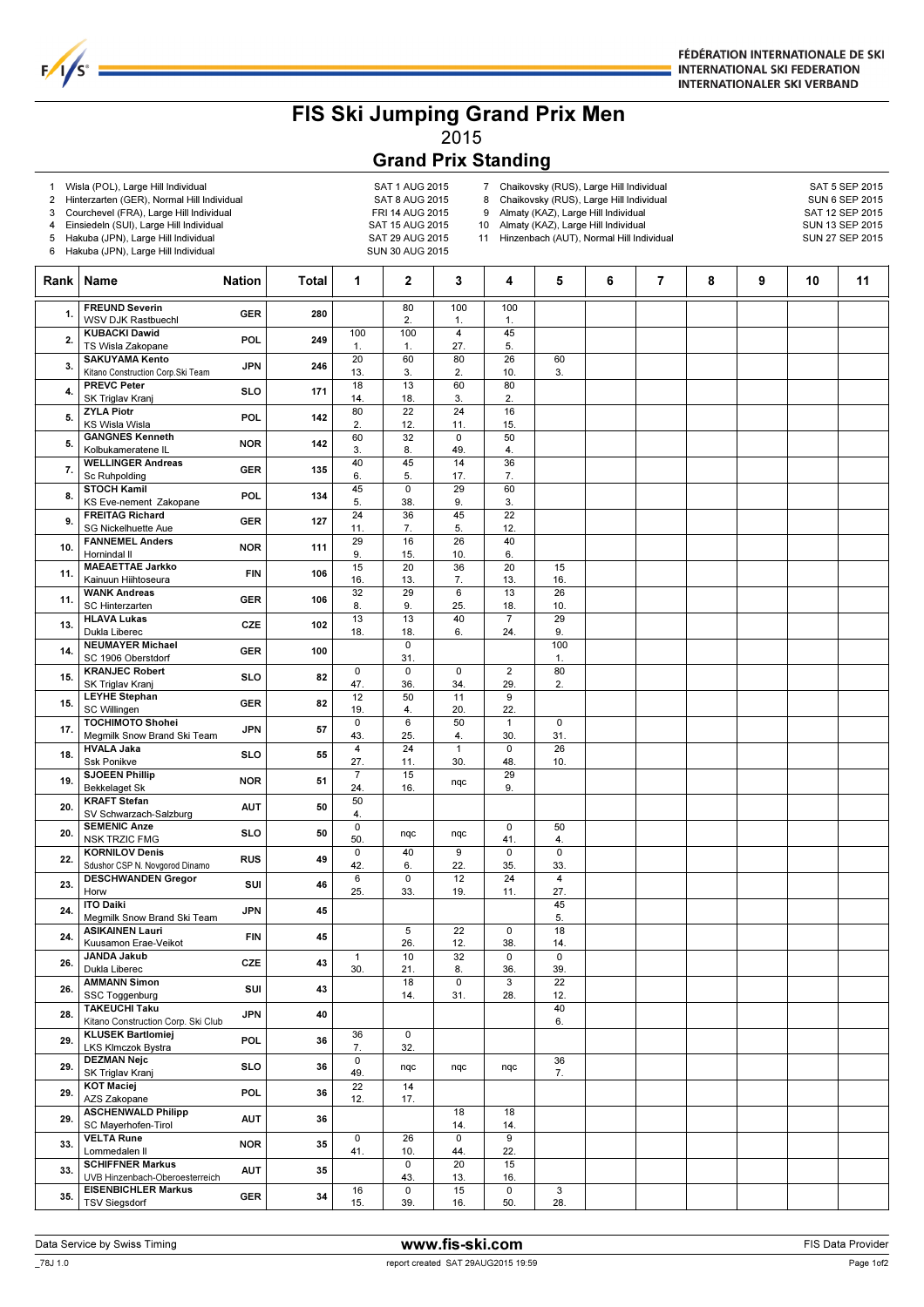# FIS Ski Jumping Grand Prix Men

2015

## Grand Prix Standing

1. Wisla (POL), Large Hill Individual — SAT 1 AUG 2015
2. Hinterzarten (GER), Normal Hill Individual — SAT 8 AUG 2015
3. Courchevel (FRA), Large Hill Individual — FRI 14 AUG 2015
4. Einsiedeln (SUI), Large Hill Individual — SAT 15 AUG 2015
5. Hakuba (JPN), Large Hill Individual — SAT 29 AUG 2015
6. Hakuba (JPN), Large Hill Individual — SUN 30 AUG 2015
7. Chaikovsky (RUS), Large Hill Individual — SAT 5 SEP 2015
8. Chaikovsky (RUS), Large Hill Individual — SUN 6 SEP 2015
9. Almaty (KAZ), Large Hill Individual — SAT 12 SEP 2015
10. Almaty (KAZ), Large Hill Individual — SUN 13 SEP 2015
11. Hinzenbach (AUT), Normal Hill Individual — SUN 27 SEP 2015

| Rank | Name | Nation | Total | 1 | 2 | 3 | 4 | 5 | 6 | 7 | 8 | 9 | 10 | 11 |
|---|---|---|---|---|---|---|---|---|---|---|---|---|---|---|
| 1. | FREUND Severin<br>WSV DJK Rastbuechl | GER | 280 | | 80<br>2. | 100<br>1. | 100<br>1. | | | | | | | |
| 2. | KUBACKI Dawid<br>TS Wisla Zakopane | POL | 249 | 100<br>1. | 100<br>1. | 4<br>27. | 45<br>5. | | | | | | | |
| 3. | SAKUYAMA Kento<br>Kitano Construction Corp.Ski Team | JPN | 246 | 20<br>13. | 60<br>3. | 80<br>2. | 26<br>10. | 60<br>3. | | | | | | |
| 4. | PREVC Peter<br>SK Triglav Kranj | SLO | 171 | 18<br>14. | 13<br>18. | 60<br>3. | 80<br>2. | | | | | | | |
| 5. | ZYLA Piotr<br>KS Wisla Wisla | POL | 142 | 80<br>2. | 22<br>12. | 24<br>11. | 16<br>15. | | | | | | | |
| 5. | GANGNES Kenneth<br>Kolbukameratene IL | NOR | 142 | 60<br>3. | 32<br>8. | 0<br>49. | 50<br>4. | | | | | | | |
| 7. | WELLINGER Andreas<br>Sc Ruhpolding | GER | 135 | 40<br>6. | 45<br>5. | 14<br>17. | 36<br>7. | | | | | | | |
| 8. | STOCH Kamil<br>KS Eve-nement Zakopane | POL | 134 | 45<br>5. | 0<br>38. | 29<br>9. | 60<br>3. | | | | | | | |
| 9. | FREITAG Richard<br>SG Nickelhuette Aue | GER | 127 | 24<br>11. | 36<br>7. | 45<br>5. | 22<br>12. | | | | | | | |
| 10. | FANNEMEL Anders<br>Hornindal Il | NOR | 111 | 29<br>9. | 16<br>15. | 26<br>10. | 40<br>6. | | | | | | | |
| 11. | MAEAETTAE Jarkko<br>Kainuun Hiihtoseura | FIN | 106 | 15<br>16. | 20<br>13. | 36<br>7. | 20<br>13. | 15<br>16. | | | | | | |
| 11. | WANK Andreas<br>SC Hinterzarten | GER | 106 | 32<br>8. | 29<br>9. | 6<br>25. | 13<br>18. | 26<br>10. | | | | | | |
| 13. | HLAVA Lukas<br>Dukla Liberec | CZE | 102 | 13<br>18. | 13<br>18. | 40<br>6. | 7<br>24. | 29<br>9. | | | | | | |
| 14. | NEUMAYER Michael<br>SC 1906 Oberstdorf | GER | 100 | | 0<br>31. | | | 100<br>1. | | | | | | |
| 15. | KRANJEC Robert<br>SK Triglav Kranj | SLO | 82 | 0<br>47. | 0<br>36. | 0<br>34. | 2<br>29. | 80<br>2. | | | | | | |
| 15. | LEYHE Stephan<br>SC Willingen | GER | 82 | 12<br>19. | 50<br>4. | 11<br>20. | 9<br>22. | | | | | | | |
| 17. | TOCHIMOTO Shohei<br>Megmilk Snow Brand Ski Team | JPN | 57 | 0<br>43. | 6<br>25. | 50<br>4. | 1<br>30. | 0<br>31. | | | | | | |
| 18. | HVALA Jaka<br>Ssk Ponikve | SLO | 55 | 4<br>27. | 24<br>11. | 1<br>30. | 0<br>48. | 26<br>10. | | | | | | |
| 19. | SJOEEN Phillip<br>Bekkelaget Sk | NOR | 51 | 7<br>24. | 15<br>16. | nqc | 29<br>9. | | | | | | | |
| 20. | KRAFT Stefan<br>SV Schwarzach-Salzburg | AUT | 50 | 50<br>4. | | | | | | | | | | |
| 20. | SEMENIC Anze<br>NSK TRZIC FMG | SLO | 50 | 0<br>50. | nqc | nqc | 0<br>41. | 50<br>4. | | | | | | |
| 22. | KORNILOV Denis<br>Sdushor CSP N. Novgorod Dinamo | RUS | 49 | 0<br>42. | 40<br>6. | 9<br>22. | 0<br>35. | 0<br>33. | | | | | | |
| 23. | DESCHWANDEN Gregor<br>Horw | SUI | 46 | 6<br>25. | 0<br>33. | 12<br>19. | 24<br>11. | 4<br>27. | | | | | | |
| 24. | ITO Daiki<br>Megmilk Snow Brand Ski Team | JPN | 45 | | | | | 45<br>5. | | | | | | |
| 24. | ASIKAINEN Lauri<br>Kuusamon Erae-Veikot | FIN | 45 | | 5<br>26. | 22<br>12. | 0<br>38. | 18<br>14. | | | | | | |
| 26. | JANDA Jakub<br>Dukla Liberec | CZE | 43 | 1<br>30. | 10<br>21. | 32<br>8. | 0<br>36. | 0<br>39. | | | | | | |
| 26. | AMMANN Simon<br>SSC Toggenburg | SUI | 43 | | 18<br>14. | 0<br>31. | 3<br>28. | 22<br>12. | | | | | | |
| 28. | TAKEUCHI Taku<br>Kitano Construction Corp. Ski Club | JPN | 40 | | | | | 40<br>6. | | | | | | |
| 29. | KLUSEK Bartlomiej<br>LKS Klmczok Bystra | POL | 36 | 36<br>7. | 0<br>32. | | | | | | | | | |
| 29. | DEZMAN Nejc<br>SK Triglav Kranj | SLO | 36 | 0<br>49. | nqc | nqc | nqc | 36<br>7. | | | | | | |
| 29. | KOT Maciej<br>AZS Zakopane | POL | 36 | 22<br>12. | 14<br>17. | | | | | | | | | |
| 29. | ASCHENWALD Philipp<br>SC Mayerhofen-Tirol | AUT | 36 | | | 18<br>14. | 18<br>14. | | | | | | | |
| 33. | VELTA Rune<br>Lommedalen Il | NOR | 35 | 0<br>41. | 26<br>10. | 0<br>44. | 9<br>22. | | | | | | | |
| 33. | SCHIFFNER Markus<br>UVB Hinzenbach-Oberoesterreich | AUT | 35 | | 0<br>43. | 20<br>13. | 15<br>16. | | | | | | | |
| 35. | EISENBICHLER Markus<br>TSV Siegsdorf | GER | 34 | 16<br>15. | 0<br>39. | 15<br>16. | 0<br>50. | 3<br>28. | | | | | | |

Data Service by Swiss Timing — www.fis-ski.com — FIS Data Provider

_78J 1.0 — report created SAT 29AUG2015 19:59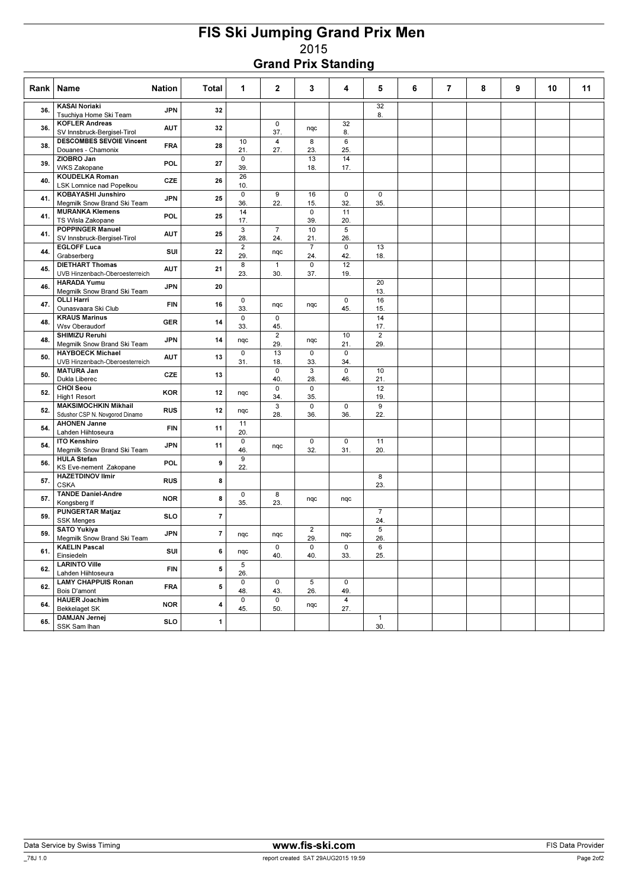# FIS Ski Jumping Grand Prix Men

2015

## Grand Prix Standing

| Rank | Name | Nation | Total | 1 | 2 | 3 | 4 | 5 | 6 | 7 | 8 | 9 | 10 | 11 |
|---|---|---|---|---|---|---|---|---|---|---|---|---|---|---|
| 36. | **KASAI Noriaki** Tsuchiya Home Ski Team | JPN | 32 | | | | | 32 8. | | | | | | |
| 36. | **KOFLER Andreas** SV Innsbruck-Bergisel-Tirol | AUT | 32 | | 0 37. | nqc | 32 8. | | | | | | | |
| 38. | **DESCOMBES SEVOIE Vincent** Douanes - Chamonix | FRA | 28 | 10 21. | 4 27. | 8 23. | 6 25. | | | | | | | |
| 39. | **ZIOBRO Jan** WKS Zakopane | POL | 27 | 0 39. | | 13 18. | 14 17. | | | | | | | |
| 40. | **KOUDELKA Roman** LSK Lomnice nad Popelkou | CZE | 26 | 26 10. | | | | | | | | | | |
| 41. | **KOBAYASHI Junshiro** Megmilk Snow Brand Ski Team | JPN | 25 | 0 36. | 9 22. | 16 15. | 0 32. | 0 35. | | | | | | |
| 41. | **MURANKA Klemens** TS Wisla Zakopane | POL | 25 | 14 17. | | 0 39. | 11 20. | | | | | | | |
| 41. | **POPPINGER Manuel** SV Innsbruck-Bergisel-Tirol | AUT | 25 | 3 28. | 7 24. | 10 21. | 5 26. | | | | | | | |
| 44. | **EGLOFF Luca** Grabserberg | SUI | 22 | 2 29. | nqc | 7 24. | 0 42. | 13 18. | | | | | | |
| 45. | **DIETHART Thomas** UVB Hinzenbach-Oberoesterreich | AUT | 21 | 8 23. | 1 30. | 0 37. | 12 19. | | | | | | | |
| 46. | **HARADA Yumu** Megmilk Snow Brand Ski Team | JPN | 20 | | | | | 20 13. | | | | | | |
| 47. | **OLLI Harri** Ounasvaara Ski Club | FIN | 16 | 0 33. | nqc | nqc | 0 45. | 16 15. | | | | | | |
| 48. | **KRAUS Marinus** Wsv Oberaudorf | GER | 14 | 0 33. | 0 45. | | | 14 17. | | | | | | |
| 48. | **SHIMIZU Reruhi** Megmilk Snow Brand Ski Team | JPN | 14 | nqc | 2 29. | nqc | 10 21. | 2 29. | | | | | | |
| 50. | **HAYBOECK Michael** UVB Hinzenbach-Oberoesterreich | AUT | 13 | 0 31. | 13 18. | 0 33. | 0 34. | | | | | | | |
| 50. | **MATURA Jan** Dukla Liberec | CZE | 13 | | 0 40. | 3 28. | 0 46. | 10 21. | | | | | | |
| 52. | **CHOI Seou** High1 Resort | KOR | 12 | nqc | 0 34. | 0 35. | | 12 19. | | | | | | |
| 52. | **MAKSIMOCHKIN Mikhail** Sdushor CSP N. Novgorod Dinamo | RUS | 12 | nqc | 3 28. | 0 36. | 0 36. | 9 22. | | | | | | |
| 54. | **AHONEN Janne** Lahden Hiihtoseura | FIN | 11 | 11 20. | | | | | | | | | | |
| 54. | **ITO Kenshiro** Megmilk Snow Brand Ski Team | JPN | 11 | 0 46. | nqc | 0 32. | 0 31. | 11 20. | | | | | | |
| 56. | **HULA Stefan** KS Eve-nement Zakopane | POL | 9 | 9 22. | | | | | | | | | | |
| 57. | **HAZETDINOV Ilmir** CSKA | RUS | 8 | | | | | 8 23. | | | | | | |
| 57. | **TANDE Daniel-Andre** Kongsberg If | NOR | 8 | 0 35. | 8 23. | nqc | nqc | | | | | | | |
| 59. | **PUNGERTAR Matjaz** SSK Menges | SLO | 7 | | | | | 7 24. | | | | | | |
| 59. | **SATO Yukiya** Megmilk Snow Brand Ski Team | JPN | 7 | nqc | nqc | 2 29. | nqc | 5 26. | | | | | | |
| 61. | **KAELIN Pascal** Einsiedeln | SUI | 6 | nqc | 0 40. | 0 40. | 0 33. | 6 25. | | | | | | |
| 62. | **LARINTO Ville** Lahden Hiihtoseura | FIN | 5 | 5 26. | | | | | | | | | | |
| 62. | **LAMY CHAPPUIS Ronan** Bois D'amont | FRA | 5 | 0 48. | 0 43. | 5 26. | 0 49. | | | | | | | |
| 64. | **HAUER Joachim** Bekkelaget SK | NOR | 4 | 0 45. | 0 50. | nqc | 4 27. | | | | | | | |
| 65. | **DAMJAN Jernej** SSK Sam Ihan | SLO | 1 | | | | | 1 30. | | | | | | |

Data Service by Swiss Timing | www.fis-ski.com | FIS Data Provider

_78J 1.0 | report created SAT 29AUG2015 19:59